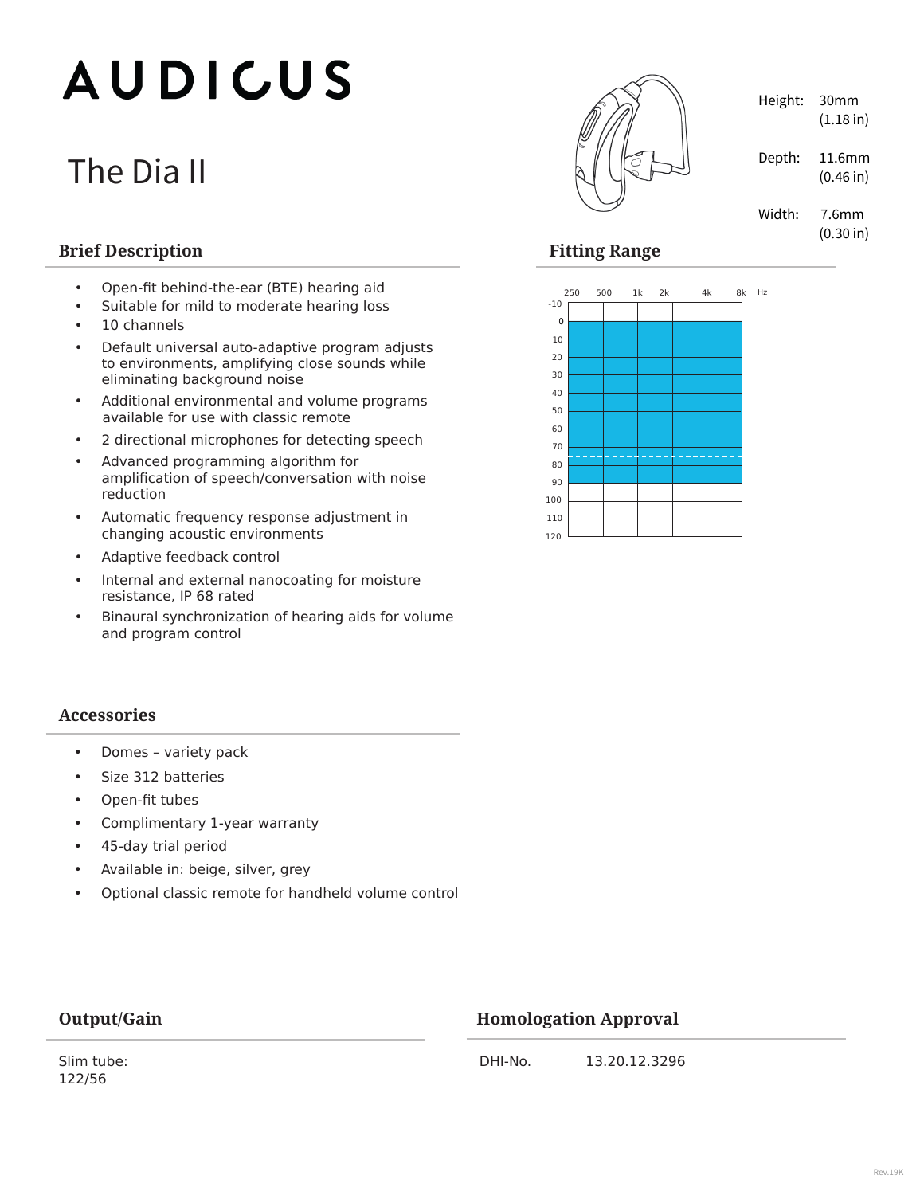# AUDICUS

## The Dia II

Height: 30mm (1.18 in)

Depth: 11.6mm (0.46 in)

Width: 7.6mm (0.30 in)

### Brief Description

- Open-fit behind-the-ear (BTE) hearing aid
- Suitable for mild to moderate hearing loss
- 10 channels
- Default universal auto-adaptive program adjusts to environments, amplifying close sounds while eliminating background noise
- Additional environmental and volume programs available for use with classic remote
- 2 directional microphones for detecting speech
- Advanced programming algorithm for amplification of speech/conversation with noise reduction
- Automatic frequency response adjustment in changing acoustic environments
- Adaptive feedback control
- Internal and external nanocoating for moisture resistance, IP 68 rated
- Binaural synchronization of hearing aids for volume and program control

### Fitting Range

250 500 1k 2k 4k 8k Hz

-10
0
10
20
30
40
50
60
70
80
90
100
110
120

### Accessories

- Domes – variety pack
- Size 312 batteries
- Open-fit tubes
- Complimentary 1-year warranty
- 45-day trial period
- Available in: beige, silver, grey
- Optional classic remote for handheld volume control

### Output/Gain

Slim tube:
122/56

### Homologation Approval

DHI-No. 13.20.12.3296

Rev.19K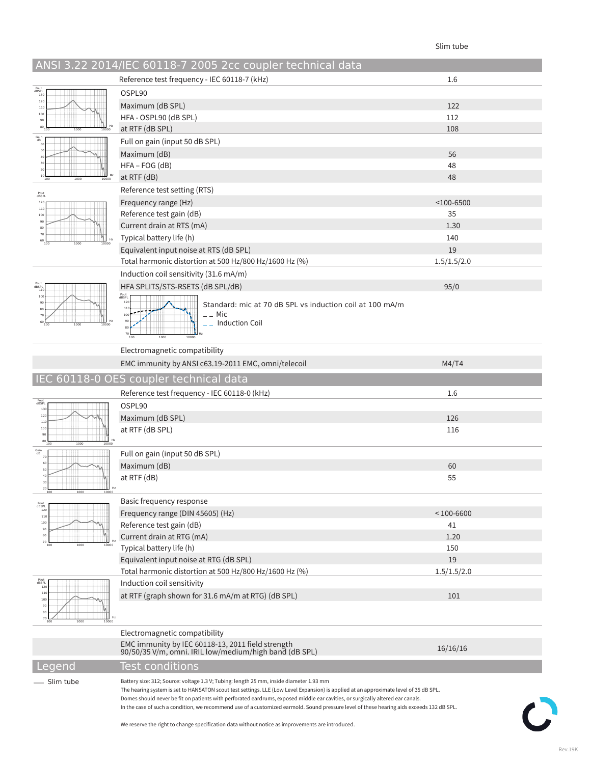Slim tube

## ANSI 3.22 2014/IEC 60118-7 2005 2cc coupler technical data

| | |
|---|---|
| Reference test frequency - IEC 60118-7 (kHz) | 1.6 |
| **OSPL90** | |
| Maximum (dB SPL) | 122 |
| HFA - OSPL90 (dB SPL) | 112 |
| at RTF (dB SPL) | 108 |
| **Full on gain (input 50 dB SPL)** | |
| Maximum (dB) | 56 |
| HFA – FOG (dB) | 48 |
| at RTF (dB) | 48 |
| **Reference test setting (RTS)** | |
| Frequency range (Hz) | <100-6500 |
| Reference test gain (dB) | 35 |
| Current drain at RTS (mA) | 1.30 |
| Typical battery life (h) | 140 |
| Equivalent input noise at RTS (dB SPL) | 19 |
| Total harmonic distortion at 500 Hz/800 Hz/1600 Hz (%) | 1.5/1.5/2.0 |
| **Induction coil sensitivity (31.6 mA/m)** | |
| HFA SPLITS/STS-RSETS (dB SPL/dB) | 95/0 |

Standard: mic at 70 dB SPL vs induction coil at 100 mA/m
_ _ Mic
_ _ Induction Coil

| | |
|---|---|
| **Electromagnetic compatibility** | |
| EMC immunity by ANSI c63.19-2011 EMC, omni/telecoil | M4/T4 |

## IEC 60118-0 OES coupler technical data

| | |
|---|---|
| Reference test frequency - IEC 60118-0 (kHz) | 1.6 |
| **OSPL90** | |
| Maximum (dB SPL) | 126 |
| at RTF (dB SPL) | 116 |
| **Full on gain (input 50 dB SPL)** | |
| Maximum (dB) | 60 |
| at RTF (dB) | 55 |
| **Basic frequency response** | |
| Frequency range (DIN 45605) (Hz) | < 100-6600 |
| Reference test gain (dB) | 41 |
| Current drain at RTG (mA) | 1.20 |
| Typical battery life (h) | 150 |
| Equivalent input noise at RTG (dB SPL) | 19 |
| Total harmonic distortion at 500 Hz/800 Hz/1600 Hz (%) | 1.5/1.5/2.0 |
| **Induction coil sensitivity** | |
| at RTF (graph shown for 31.6 mA/m at RTG) (dB SPL) | 101 |
| **Electromagnetic compatibility** | |
| EMC immunity by IEC 60118-13, 2011 field strength 90/50/35 V/m, omni. IRIL low/medium/high band (dB SPL) | 16/16/16 |

## Legend

— Slim tube

## Test conditions

Battery size: 312; Source: voltage 1.3 V; Tubing: length 25 mm, inside diameter 1.93 mm
The hearing system is set to HANSATON scout test settings. LLE (Low Level Expansion) is applied at an approximate level of 35 dB SPL.
Domes should never be fit on patients with perforated eardrums, exposed middle ear cavities, or surgically altered ear canals.
In the case of such a condition, we recommend use of a customized earmold. Sound pressure level of these hearing aids exceeds 132 dB SPL.

We reserve the right to change specification data without notice as improvements are introduced.

Rev.19K